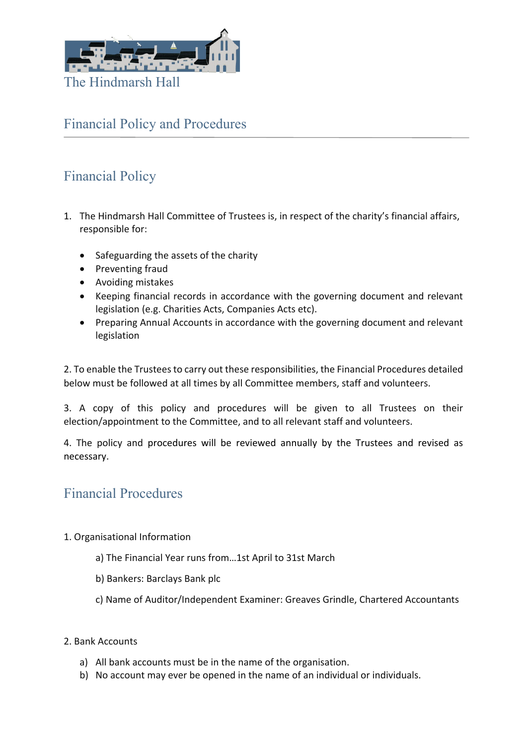The Hindmarsh Hall

# Financial Policy and Procedures

## Financial Policy

1. The Hindmarsh Hall Committee of Trustees is, in respect of the charity's financial affairs, responsible for:

   - Safeguarding the assets of the charity
   - Preventing fraud
   - Avoiding mistakes
   - Keeping financial records in accordance with the governing document and relevant legislation (e.g. Charities Acts, Companies Acts etc).
   - Preparing Annual Accounts in accordance with the governing document and relevant legislation

2. To enable the Trustees to carry out these responsibilities, the Financial Procedures detailed below must be followed at all times by all Committee members, staff and volunteers.

3. A copy of this policy and procedures will be given to all Trustees on their election/appointment to the Committee, and to all relevant staff and volunteers.

4. The policy and procedures will be reviewed annually by the Trustees and revised as necessary.

## Financial Procedures

1. Organisational Information

   a) The Financial Year runs from…1st April to 31st March

   b) Bankers: Barclays Bank plc

   c) Name of Auditor/Independent Examiner: Greaves Grindle, Chartered Accountants

2. Bank Accounts

   a) All bank accounts must be in the name of the organisation.
   b) No account may ever be opened in the name of an individual or individuals.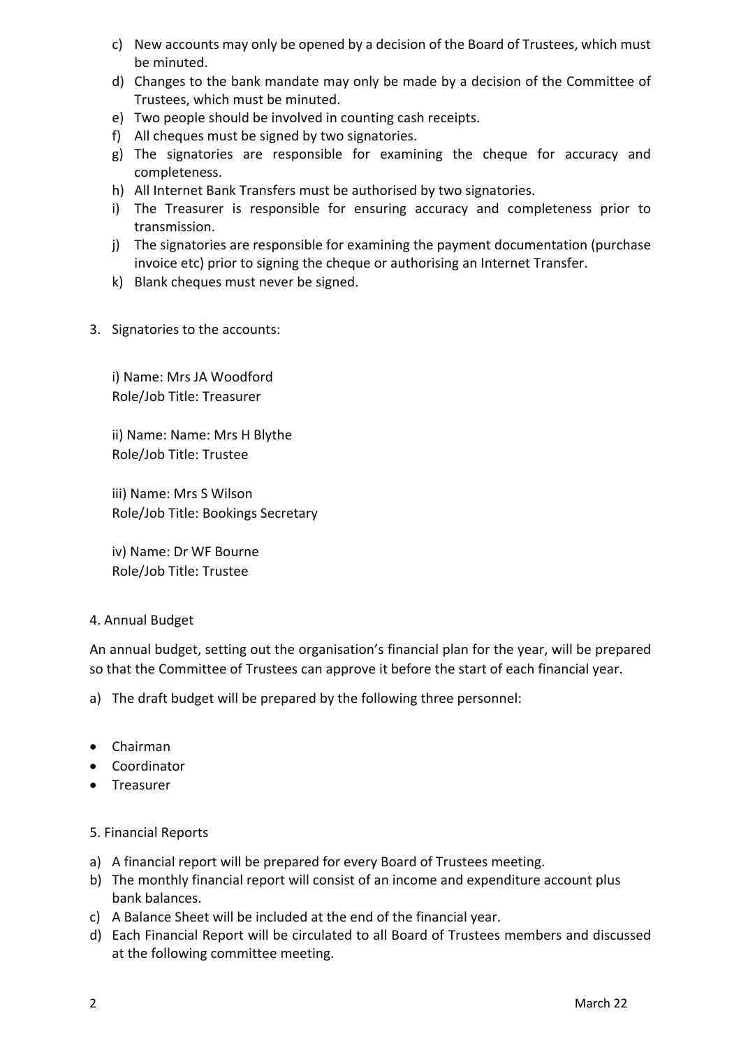c) New accounts may only be opened by a decision of the Board of Trustees, which must be minuted.
d) Changes to the bank mandate may only be made by a decision of the Committee of Trustees, which must be minuted.
e) Two people should be involved in counting cash receipts.
f) All cheques must be signed by two signatories.
g) The signatories are responsible for examining the cheque for accuracy and completeness.
h) All Internet Bank Transfers must be authorised by two signatories.
i) The Treasurer is responsible for ensuring accuracy and completeness prior to transmission.
j) The signatories are responsible for examining the payment documentation (purchase invoice etc) prior to signing the cheque or authorising an Internet Transfer.
k) Blank cheques must never be signed.

3. Signatories to the accounts:

i) Name: Mrs JA Woodford
Role/Job Title: Treasurer

ii) Name: Name: Mrs H Blythe
Role/Job Title: Trustee

iii) Name: Mrs S Wilson
Role/Job Title: Bookings Secretary

iv) Name: Dr WF Bourne
Role/Job Title: Trustee

4. Annual Budget

An annual budget, setting out the organisation's financial plan for the year, will be prepared so that the Committee of Trustees can approve it before the start of each financial year.

a) The draft budget will be prepared by the following three personnel:

- Chairman
- Coordinator
- Treasurer

5. Financial Reports

a) A financial report will be prepared for every Board of Trustees meeting.
b) The monthly financial report will consist of an income and expenditure account plus bank balances.
c) A Balance Sheet will be included at the end of the financial year.
d) Each Financial Report will be circulated to all Board of Trustees members and discussed at the following committee meeting.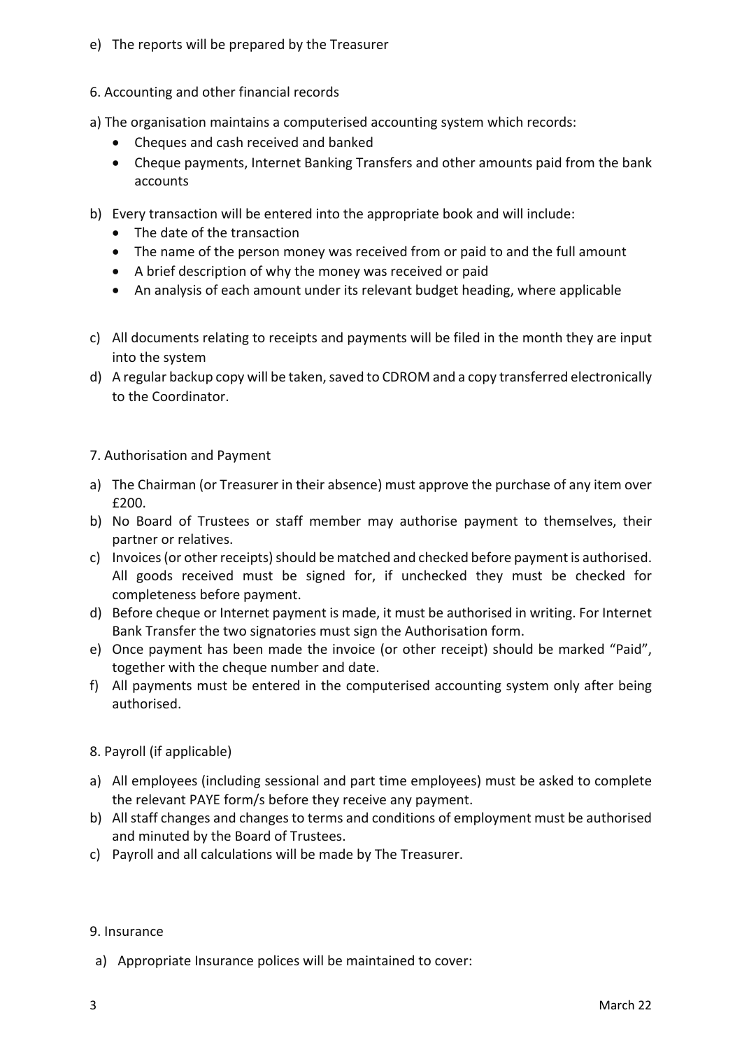e) The reports will be prepared by the Treasurer

## 6. Accounting and other financial records

a) The organisation maintains a computerised accounting system which records:

- Cheques and cash received and banked
- Cheque payments, Internet Banking Transfers and other amounts paid from the bank accounts

b) Every transaction will be entered into the appropriate book and will include:

- The date of the transaction
- The name of the person money was received from or paid to and the full amount
- A brief description of why the money was received or paid
- An analysis of each amount under its relevant budget heading, where applicable

c) All documents relating to receipts and payments will be filed in the month they are input into the system

d) A regular backup copy will be taken, saved to CDROM and a copy transferred electronically to the Coordinator.

## 7. Authorisation and Payment

a) The Chairman (or Treasurer in their absence) must approve the purchase of any item over £200.

b) No Board of Trustees or staff member may authorise payment to themselves, their partner or relatives.

c) Invoices (or other receipts) should be matched and checked before payment is authorised. All goods received must be signed for, if unchecked they must be checked for completeness before payment.

d) Before cheque or Internet payment is made, it must be authorised in writing. For Internet Bank Transfer the two signatories must sign the Authorisation form.

e) Once payment has been made the invoice (or other receipt) should be marked "Paid", together with the cheque number and date.

f) All payments must be entered in the computerised accounting system only after being authorised.

## 8. Payroll (if applicable)

a) All employees (including sessional and part time employees) must be asked to complete the relevant PAYE form/s before they receive any payment.

b) All staff changes and changes to terms and conditions of employment must be authorised and minuted by the Board of Trustees.

c) Payroll and all calculations will be made by The Treasurer.

## 9. Insurance

a) Appropriate Insurance polices will be maintained to cover: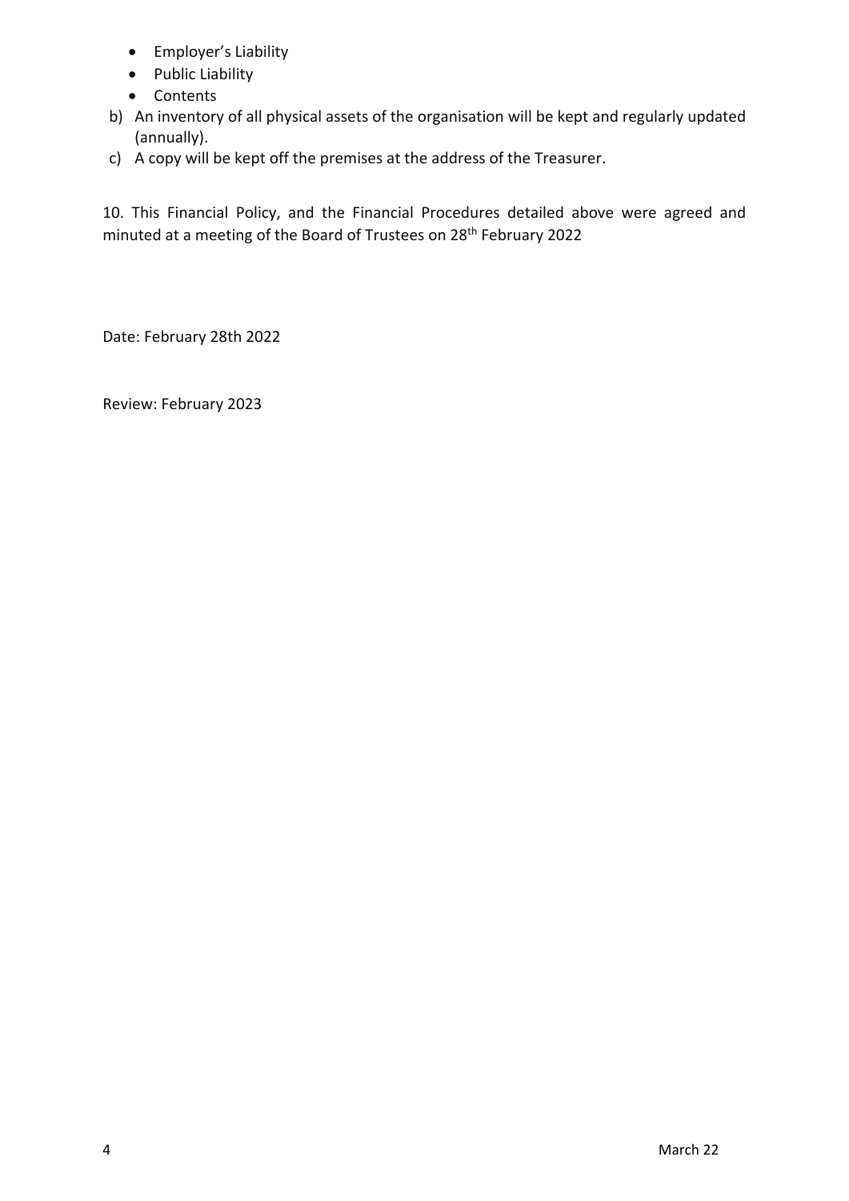- Employer's Liability
- Public Liability
- Contents

b) An inventory of all physical assets of the organisation will be kept and regularly updated (annually).

c) A copy will be kept off the premises at the address of the Treasurer.

10. This Financial Policy, and the Financial Procedures detailed above were agreed and minuted at a meeting of the Board of Trustees on 28th February 2022

Date: February 28th 2022

Review: February 2023